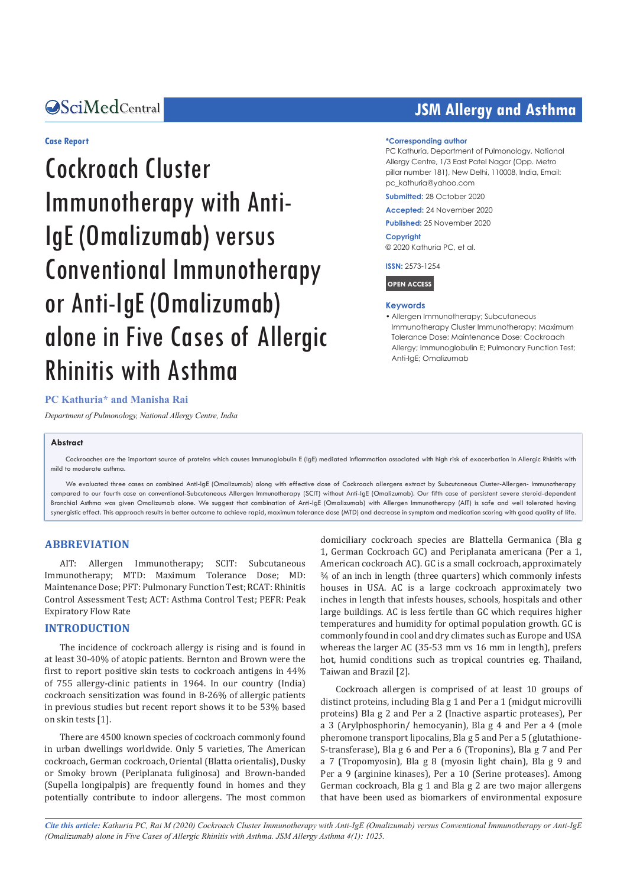**Case Report**

# Cockroach Cluster Immunotherapy with Anti-IgE (Omalizumab) versus Conventional Immunotherapy or Anti-IgE (Omalizumab) alone in Five Cases of Allergic Rhinitis with Asthma

**PC Kathuria\* and Manisha Rai**

*Department of Pulmonology, National Allergy Centre, India*

**\*Corresponding author**
PC Kathuria, Department of Pulmonology, National Allergy Centre, 1/3 East Patel Nagar (Opp. Metro pillar number 181), New Delhi, 110008, India, Email: pc_kathuria@yahoo.com

**Submitted:** 28 October 2020

**Accepted:** 24 November 2020

**Published:** 25 November 2020

**Copyright**
© 2020 Kathuria PC, et al.

**ISSN:** 2573-1254

**OPEN ACCESS**

**Keywords**

- Allergen Immunotherapy; Subcutaneous Immunotherapy Cluster Immunotherapy; Maximum Tolerance Dose; Maintenance Dose; Cockroach Allergy; Immunoglobulin E; Pulmonary Function Test; Anti-IgE; Omalizumab

## Abstract

Cockroaches are the important source of proteins which causes Immunoglobulin E (IgE) mediated inflammation associated with high risk of exacerbation in Allergic Rhinitis with mild to moderate asthma.

We evaluated three cases on combined Anti-IgE (Omalizumab) along with effective dose of Cockroach allergens extract by Subcutaneous Cluster-Allergen- Immunotherapy compared to our fourth case on conventional-Subcutaneous Allergen Immunotherapy (SCIT) without Anti-IgE (Omalizumab). Our fifth case of persistent severe steroid-dependent Bronchial Asthma was given Omalizumab alone. We suggest that combination of Anti-IgE (Omalizumab) with Allergen Immunotherapy (AIT) is safe and well tolerated having synergistic effect. This approach results in better outcome to achieve rapid, maximum tolerance dose (MTD) and decrease in symptom and medication scoring with good quality of life.

## ABBREVIATION

AIT: Allergen Immunotherapy; SCIT: Subcutaneous Immunotherapy; MTD: Maximum Tolerance Dose; MD: Maintenance Dose; PFT: Pulmonary Function Test; RCAT: Rhinitis Control Assessment Test; ACT: Asthma Control Test; PEFR: Peak Expiratory Flow Rate

## INTRODUCTION

The incidence of cockroach allergy is rising and is found in at least 30-40% of atopic patients. Bernton and Brown were the first to report positive skin tests to cockroach antigens in 44% of 755 allergy-clinic patients in 1964. In our country (India) cockroach sensitization was found in 8-26% of allergic patients in previous studies but recent report shows it to be 53% based on skin tests [1].

There are 4500 known species of cockroach commonly found in urban dwellings worldwide. Only 5 varieties, The American cockroach, German cockroach, Oriental (Blatta orientalis), Dusky or Smoky brown (Periplaneta fuliginosa) and Brown-banded (Supella longipalpis) are frequently found in homes and they potentially contribute to indoor allergens. The most common domiciliary cockroach species are Blattella Germanica (Bla g 1, German Cockroach GC) and Periplanata americana (Per a 1, American cockroach AC). GC is a small cockroach, approximately ¾ of an inch in length (three quarters) which commonly infests houses in USA. AC is a large cockroach approximately two inches in length that infests houses, schools, hospitals and other large buildings. AC is less fertile than GC which requires higher temperatures and humidity for optimal population growth. GC is commonly found in cool and dry climates such as Europe and USA whereas the larger AC (35-53 mm vs 16 mm in length), prefers hot, humid conditions such as tropical countries eg. Thailand, Taiwan and Brazil [2].

Cockroach allergen is comprised of at least 10 groups of distinct proteins, including Bla g 1 and Per a 1 (midgut microvilli proteins) Bla g 2 and Per a 2 (Inactive aspartic proteases), Per a 3 (Arylphosphorin/ hemocyanin), Bla g 4 and Per a 4 (mole pheromone transport lipocalins, Bla g 5 and Per a 5 (glutathione-S-transferase), Bla g 6 and Per a 6 (Troponins), Bla g 7 and Per a 7 (Tropomyosin), Bla g 8 (myosin light chain), Bla g 9 and Per a 9 (arginine kinases), Per a 10 (Serine proteases). Among German cockroach, Bla g 1 and Bla g 2 are two major allergens that have been used as biomarkers of environmental exposure

*Cite this article: Kathuria PC, Rai M (2020) Cockroach Cluster Immunotherapy with Anti-IgE (Omalizumab) versus Conventional Immunotherapy or Anti-IgE (Omalizumab) alone in Five Cases of Allergic Rhinitis with Asthma. JSM Allergy Asthma 4(1): 1025.*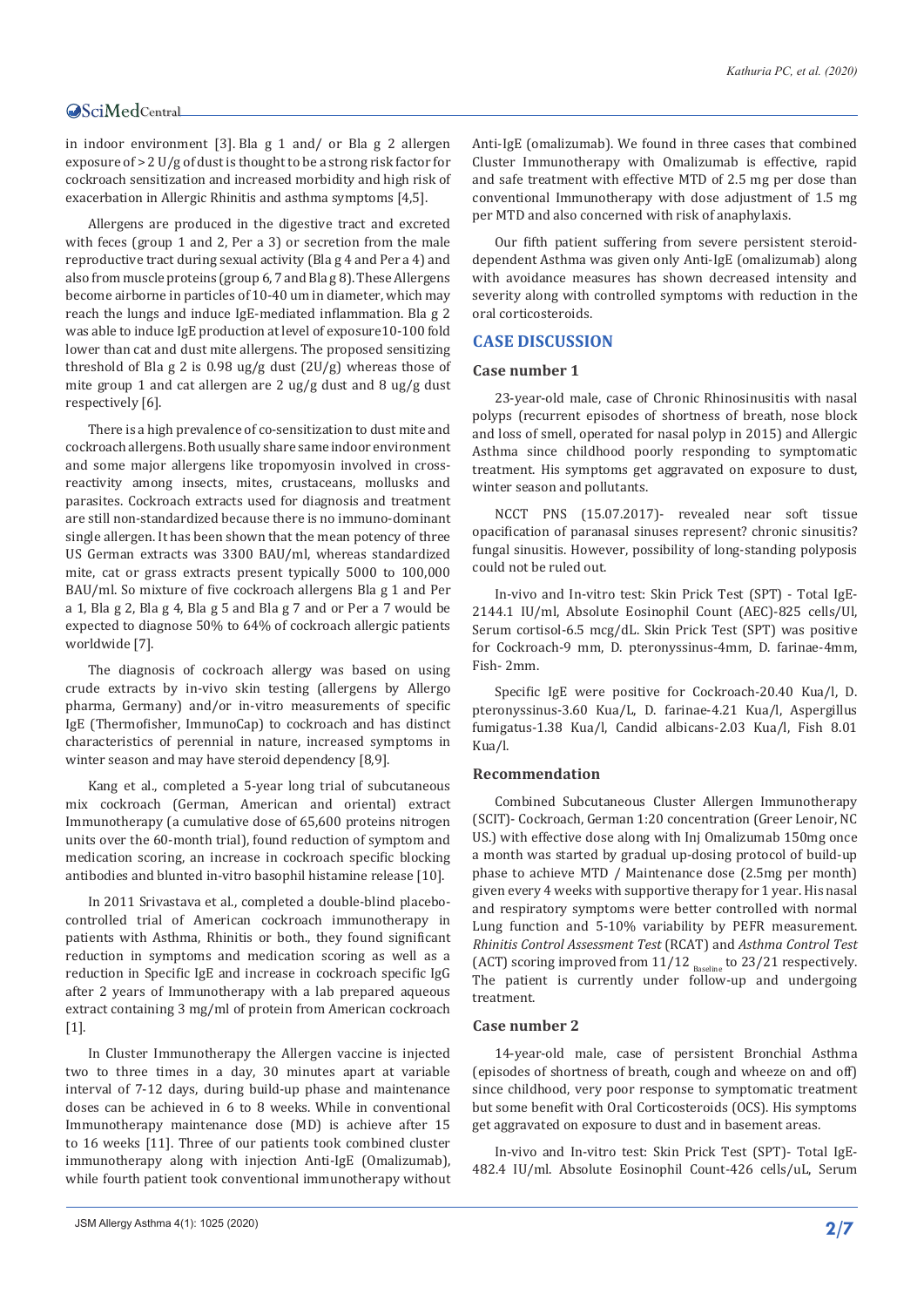in indoor environment [3]. Bla g 1 and/ or Bla g 2 allergen exposure of > 2 U/g of dust is thought to be a strong risk factor for cockroach sensitization and increased morbidity and high risk of exacerbation in Allergic Rhinitis and asthma symptoms [4,5].

Allergens are produced in the digestive tract and excreted with feces (group 1 and 2, Per a 3) or secretion from the male reproductive tract during sexual activity (Bla g 4 and Per a 4) and also from muscle proteins (group 6, 7 and Bla g 8). These Allergens become airborne in particles of 10-40 um in diameter, which may reach the lungs and induce IgE-mediated inflammation. Bla g 2 was able to induce IgE production at level of exposure10-100 fold lower than cat and dust mite allergens. The proposed sensitizing threshold of Bla g 2 is 0.98 ug/g dust (2U/g) whereas those of mite group 1 and cat allergen are 2 ug/g dust and 8 ug/g dust respectively [6].

There is a high prevalence of co-sensitization to dust mite and cockroach allergens. Both usually share same indoor environment and some major allergens like tropomyosin involved in cross-reactivity among insects, mites, crustaceans, mollusks and parasites. Cockroach extracts used for diagnosis and treatment are still non-standardized because there is no immuno-dominant single allergen. It has been shown that the mean potency of three US German extracts was 3300 BAU/ml, whereas standardized mite, cat or grass extracts present typically 5000 to 100,000 BAU/ml. So mixture of five cockroach allergens Bla g 1 and Per a 1, Bla g 2, Bla g 4, Bla g 5 and Bla g 7 and or Per a 7 would be expected to diagnose 50% to 64% of cockroach allergic patients worldwide [7].

The diagnosis of cockroach allergy was based on using crude extracts by in-vivo skin testing (allergens by Allergo pharma, Germany) and/or in-vitro measurements of specific IgE (Thermofisher, ImmunoCap) to cockroach and has distinct characteristics of perennial in nature, increased symptoms in winter season and may have steroid dependency [8,9].

Kang et al., completed a 5-year long trial of subcutaneous mix cockroach (German, American and oriental) extract Immunotherapy (a cumulative dose of 65,600 proteins nitrogen units over the 60-month trial), found reduction of symptom and medication scoring, an increase in cockroach specific blocking antibodies and blunted in-vitro basophil histamine release [10].

In 2011 Srivastava et al., completed a double-blind placebo-controlled trial of American cockroach immunotherapy in patients with Asthma, Rhinitis or both., they found significant reduction in symptoms and medication scoring as well as a reduction in Specific IgE and increase in cockroach specific IgG after 2 years of Immunotherapy with a lab prepared aqueous extract containing 3 mg/ml of protein from American cockroach [1].

In Cluster Immunotherapy the Allergen vaccine is injected two to three times in a day, 30 minutes apart at variable interval of 7-12 days, during build-up phase and maintenance doses can be achieved in 6 to 8 weeks. While in conventional Immunotherapy maintenance dose (MD) is achieve after 15 to 16 weeks [11]. Three of our patients took combined cluster immunotherapy along with injection Anti-IgE (Omalizumab), while fourth patient took conventional immunotherapy without Anti-IgE (omalizumab). We found in three cases that combined Cluster Immunotherapy with Omalizumab is effective, rapid and safe treatment with effective MTD of 2.5 mg per dose than conventional Immunotherapy with dose adjustment of 1.5 mg per MTD and also concerned with risk of anaphylaxis.

Our fifth patient suffering from severe persistent steroid-dependent Asthma was given only Anti-IgE (omalizumab) along with avoidance measures has shown decreased intensity and severity along with controlled symptoms with reduction in the oral corticosteroids.

## CASE DISCUSSION

### Case number 1

23-year-old male, case of Chronic Rhinosinusitis with nasal polyps (recurrent episodes of shortness of breath, nose block and loss of smell, operated for nasal polyp in 2015) and Allergic Asthma since childhood poorly responding to symptomatic treatment. His symptoms get aggravated on exposure to dust, winter season and pollutants.

NCCT PNS (15.07.2017)- revealed near soft tissue opacification of paranasal sinuses represent? chronic sinusitis? fungal sinusitis. However, possibility of long-standing polyposis could not be ruled out.

In-vivo and In-vitro test: Skin Prick Test (SPT) - Total IgE-2144.1 IU/ml, Absolute Eosinophil Count (AEC)-825 cells/Ul, Serum cortisol-6.5 mcg/dL. Skin Prick Test (SPT) was positive for Cockroach-9 mm, D. pteronyssinus-4mm, D. farinae-4mm, Fish- 2mm.

Specific IgE were positive for Cockroach-20.40 Kua/l, D. pteronyssinus-3.60 Kua/L, D. farinae-4.21 Kua/l, Aspergillus fumigatus-1.38 Kua/l, Candid albicans-2.03 Kua/l, Fish 8.01 Kua/l.

### Recommendation

Combined Subcutaneous Cluster Allergen Immunotherapy (SCIT)- Cockroach, German 1:20 concentration (Greer Lenoir, NC US.) with effective dose along with Inj Omalizumab 150mg once a month was started by gradual up-dosing protocol of build-up phase to achieve MTD / Maintenance dose (2.5mg per month) given every 4 weeks with supportive therapy for 1 year. His nasal and respiratory symptoms were better controlled with normal Lung function and 5-10% variability by PEFR measurement. *Rhinitis Control Assessment Test* (RCAT) and *Asthma Control Test* (ACT) scoring improved from $11/12_{\text{Baseline}}$ to 23/21 respectively. The patient is currently under follow-up and undergoing treatment.

### Case number 2

14-year-old male, case of persistent Bronchial Asthma (episodes of shortness of breath, cough and wheeze on and off) since childhood, very poor response to symptomatic treatment but some benefit with Oral Corticosteroids (OCS). His symptoms get aggravated on exposure to dust and in basement areas.

In-vivo and In-vitro test: Skin Prick Test (SPT)- Total IgE-482.4 IU/ml. Absolute Eosinophil Count-426 cells/uL, Serum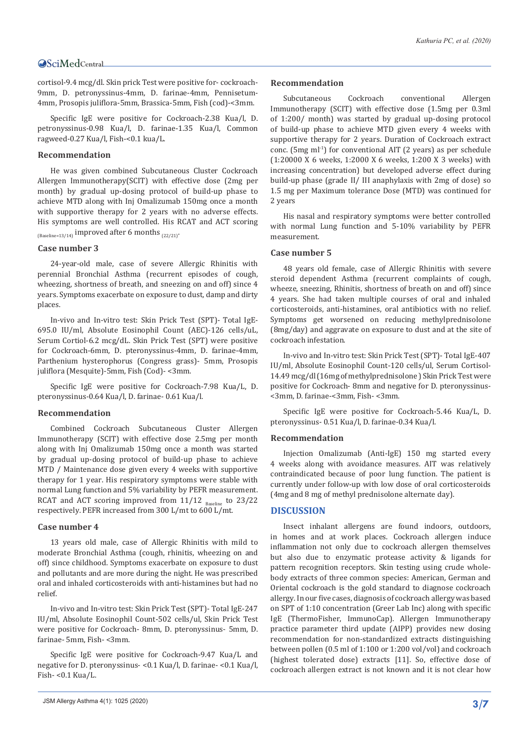cortisol-9.4 mcg/dl. Skin prick Test were positive for- cockroach-9mm, D. petronyssinus-4mm, D. farinae-4mm, Pennisetum-4mm, Prosopis juliflora-5mm, Brassica-5mm, Fish (cod)-<3mm.

Specific IgE were positive for Cockroach-2.38 Kua/l, D. petronyssinus-0.98 Kua/l, D. farinae-1.35 Kua/l, Common ragweed-0.27 Kua/l, Fish-<0.1 kua/L.

### Recommendation

He was given combined Subcutaneous Cluster Cockroach Allergen Immunotherapy(SCIT) with effective dose (2mg per month) by gradual up-dosing protocol of build-up phase to achieve MTD along with Inj Omalizumab 150mg once a month with supportive therapy for 2 years with no adverse effects. His symptoms are well controlled. His RCAT and ACT scoring $_{(Baseline=13/14)}$ improved after 6 months $_{(22/21)}$.

### Case number 3

24-year-old male, case of severe Allergic Rhinitis with perennial Bronchial Asthma (recurrent episodes of cough, wheezing, shortness of breath, and sneezing on and off) since 4 years. Symptoms exacerbate on exposure to dust, damp and dirty places.

In-vivo and In-vitro test: Skin Prick Test (SPT)- Total IgE-695.0 IU/ml, Absolute Eosinophil Count (AEC)-126 cells/uL, Serum Cortiol-6.2 mcg/dL. Skin Prick Test (SPT) were positive for Cockroach-6mm, D. pteronyssinus-4mm, D. farinae-4mm, Parthenium hysterophorus (Congress grass)- 5mm, Prosopis juliflora (Mesquite)-5mm, Fish (Cod)- <3mm.

Specific IgE were positive for Cockroach-7.98 Kua/L, D. pteronyssinus-0.64 Kua/l, D. farinae- 0.61 Kua/l.

### Recommendation

Combined Cockroach Subcutaneous Cluster Allergen Immunotherapy (SCIT) with effective dose 2.5mg per month along with Inj Omalizumab 150mg once a month was started by gradual up-dosing protocol of build-up phase to achieve MTD / Maintenance dose given every 4 weeks with supportive therapy for 1 year. His respiratory symptoms were stable with normal Lung function and 5% variability by PEFR measurement. RCAT and ACT scoring improved from 11/12 $_{Baseline}$ to 23/22 respectively. PEFR increased from 300 L/mt to 600 L/mt.

### Case number 4

13 years old male, case of Allergic Rhinitis with mild to moderate Bronchial Asthma (cough, rhinitis, wheezing on and off) since childhood. Symptoms exacerbate on exposure to dust and pollutants and are more during the night. He was prescribed oral and inhaled corticosteroids with anti-histamines but had no relief.

In-vivo and In-vitro test: Skin Prick Test (SPT)- Total IgE-247 IU/ml, Absolute Eosinophil Count-502 cells/ul, Skin Prick Test were positive for Cockroach- 8mm, D. pteronyssinus- 5mm, D. farinae- 5mm, Fish- <3mm.

Specific IgE were positive for Cockroach-9.47 Kua/L and negative for D. pteronyssinus- <0.1 Kua/l, D. farinae- <0.1 Kua/l, Fish- <0.1 Kua/L.

### Recommendation

Subcutaneous Cockroach conventional Allergen Immunotherapy (SCIT) with effective dose (1.5mg per 0.3ml of 1:200/ month) was started by gradual up-dosing protocol of build-up phase to achieve MTD given every 4 weeks with supportive therapy for 2 years. Duration of Cockroach extract conc. (5mg ml$^{-1}$) for conventional AIT (2 years) as per schedule (1:20000 X 6 weeks, 1:2000 X 6 weeks, 1:200 X 3 weeks) with increasing concentration) but developed adverse effect during build-up phase (grade II/ III anaphylaxis with 2mg of dose) so 1.5 mg per Maximum tolerance Dose (MTD) was continued for 2 years

His nasal and respiratory symptoms were better controlled with normal Lung function and 5-10% variability by PEFR measurement.

### Case number 5

48 years old female, case of Allergic Rhinitis with severe steroid dependent Asthma (recurrent complaints of cough, wheeze, sneezing, Rhinitis, shortness of breath on and off) since 4 years. She had taken multiple courses of oral and inhaled corticosteroids, anti-histamines, oral antibiotics with no relief. Symptoms get worsened on reducing methylprednisolone (8mg/day) and aggravate on exposure to dust and at the site of cockroach infestation.

In-vivo and In-vitro test: Skin Prick Test (SPT)- Total IgE-407 IU/ml, Absolute Eosinophil Count-120 cells/ul, Serum Cortisol-14.49 mcg/dl (16mg of methylprednisolone ) Skin Prick Test were positive for Cockroach- 8mm and negative for D. pteronyssinus- <3mm, D. farinae-<3mm, Fish- <3mm.

Specific IgE were positive for Cockroach-5.46 Kua/L, D. pteronyssinus- 0.51 Kua/l, D. farinae-0.34 Kua/l.

### Recommendation

Injection Omalizumab (Anti-IgE) 150 mg started every 4 weeks along with avoidance measures. AIT was relatively contraindicated because of poor lung function. The patient is currently under follow-up with low dose of oral corticosteroids (4mg and 8 mg of methyl prednisolone alternate day).

## DISCUSSION

Insect inhalant allergens are found indoors, outdoors, in homes and at work places. Cockroach allergen induce inflammation not only due to cockroach allergen themselves but also due to enzymatic protease activity & ligands for pattern recognition receptors. Skin testing using crude whole-body extracts of three common species: American, German and Oriental cockroach is the gold standard to diagnose cockroach allergy. In our five cases, diagnosis of cockroach allergy was based on SPT of 1:10 concentration (Greer Lab Inc) along with specific IgE (ThermoFisher, ImmunoCap). Allergen Immunotherapy practice parameter third update (AIPP) provides new dosing recommendation for non-standardized extracts distinguishing between pollen (0.5 ml of 1:100 or 1:200 vol/vol) and cockroach (highest tolerated dose) extracts [11]. So, effective dose of cockroach allergen extract is not known and it is not clear how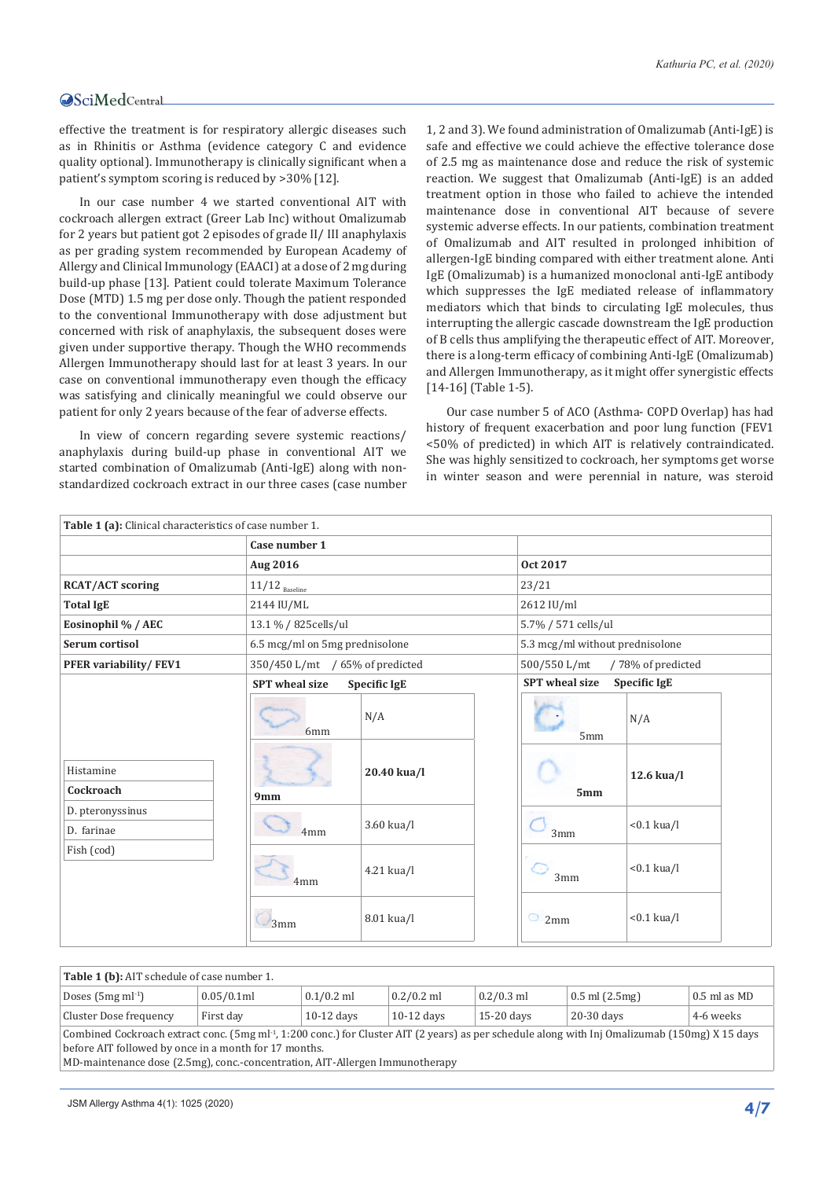effective the treatment is for respiratory allergic diseases such as in Rhinitis or Asthma (evidence category C and evidence quality optional). Immunotherapy is clinically significant when a patient's symptom scoring is reduced by >30% [12].

In our case number 4 we started conventional AIT with cockroach allergen extract (Greer Lab Inc) without Omalizumab for 2 years but patient got 2 episodes of grade II/ III anaphylaxis as per grading system recommended by European Academy of Allergy and Clinical Immunology (EAACI) at a dose of 2 mg during build-up phase [13]. Patient could tolerate Maximum Tolerance Dose (MTD) 1.5 mg per dose only. Though the patient responded to the conventional Immunotherapy with dose adjustment but concerned with risk of anaphylaxis, the subsequent doses were given under supportive therapy. Though the WHO recommends Allergen Immunotherapy should last for at least 3 years. In our case on conventional immunotherapy even though the efficacy was satisfying and clinically meaningful we could observe our patient for only 2 years because of the fear of adverse effects.

In view of concern regarding severe systemic reactions/ anaphylaxis during build-up phase in conventional AIT we started combination of Omalizumab (Anti-IgE) along with non-standardized cockroach extract in our three cases (case number 1, 2 and 3). We found administration of Omalizumab (Anti-IgE) is safe and effective we could achieve the effective tolerance dose of 2.5 mg as maintenance dose and reduce the risk of systemic reaction. We suggest that Omalizumab (Anti-IgE) is an added treatment option in those who failed to achieve the intended maintenance dose in conventional AIT because of severe systemic adverse effects. In our patients, combination treatment of Omalizumab and AIT resulted in prolonged inhibition of allergen-IgE binding compared with either treatment alone. Anti IgE (Omalizumab) is a humanized monoclonal anti-IgE antibody which suppresses the IgE mediated release of inflammatory mediators which that binds to circulating IgE molecules, thus interrupting the allergic cascade downstream the IgE production of B cells thus amplifying the therapeutic effect of AIT. Moreover, there is a long-term efficacy of combining Anti-IgE (Omalizumab) and Allergen Immunotherapy, as it might offer synergistic effects [14-16] (Table 1-5).

Our case number 5 of ACO (Asthma- COPD Overlap) has had history of frequent exacerbation and poor lung function (FEV1 <50% of predicted) in which AIT is relatively contraindicated. She was highly sensitized to cockroach, her symptoms get worse in winter season and were perennial in nature, was steroid

**Table 1 (a):** Clinical characteristics of case number 1.

| | Case number 1 | | | |
|---|---|---|---|---|
| | Aug 2016 | | Oct 2017 | |
| **RCAT/ACT scoring** | 11/12 Baseline | | 23/21 | |
| **Total IgE** | 2144 IU/ML | | 2612 IU/ml | |
| **Eosinophil % / AEC** | 13.1 % / 825cells/ul | | 5.7% / 571 cells/ul | |
| **Serum cortisol** | 6.5 mcg/ml on 5mg prednisolone | | 5.3 mcg/ml without prednisolone | |
| **PFER variability/ FEV1** | 350/450 L/mt / 65% of predicted | | 500/550 L/mt / 78% of predicted | |
| | **SPT wheal size** | **Specific IgE** | **SPT wheal size** | **Specific IgE** |
| Histamine | 6mm | N/A | 5mm | N/A |
| **Cockroach** | **9mm** | **20.40 kua/l** | **5mm** | **12.6 kua/l** |
| D. pteronyssinus | 4mm | 3.60 kua/l | 3mm | <0.1 kua/l |
| D. farinae | 4mm | 4.21 kua/l | 3mm | <0.1 kua/l |
| Fish (cod) | 3mm | 8.01 kua/l | 2mm | <0.1 kua/l |

**Table 1 (b):** AIT schedule of case number 1.

| Doses (5mg ml$^{-1}$) | 0.05/0.1ml | 0.1/0.2 ml | 0.2/0.2 ml | 0.2/0.3 ml | 0.5 ml (2.5mg) | 0.5 ml as MD |
|---|---|---|---|---|---|---|
| Cluster Dose frequency | First day | 10-12 days | 10-12 days | 15-20 days | 20-30 days | 4-6 weeks |

Combined Cockroach extract conc. (5mg ml$^{-1}$, 1:200 conc.) for Cluster AIT (2 years) as per schedule along with Inj Omalizumab (150mg) X 15 days before AIT followed by once in a month for 17 months.
MD-maintenance dose (2.5mg), conc.-concentration, AIT-Allergen Immunotherapy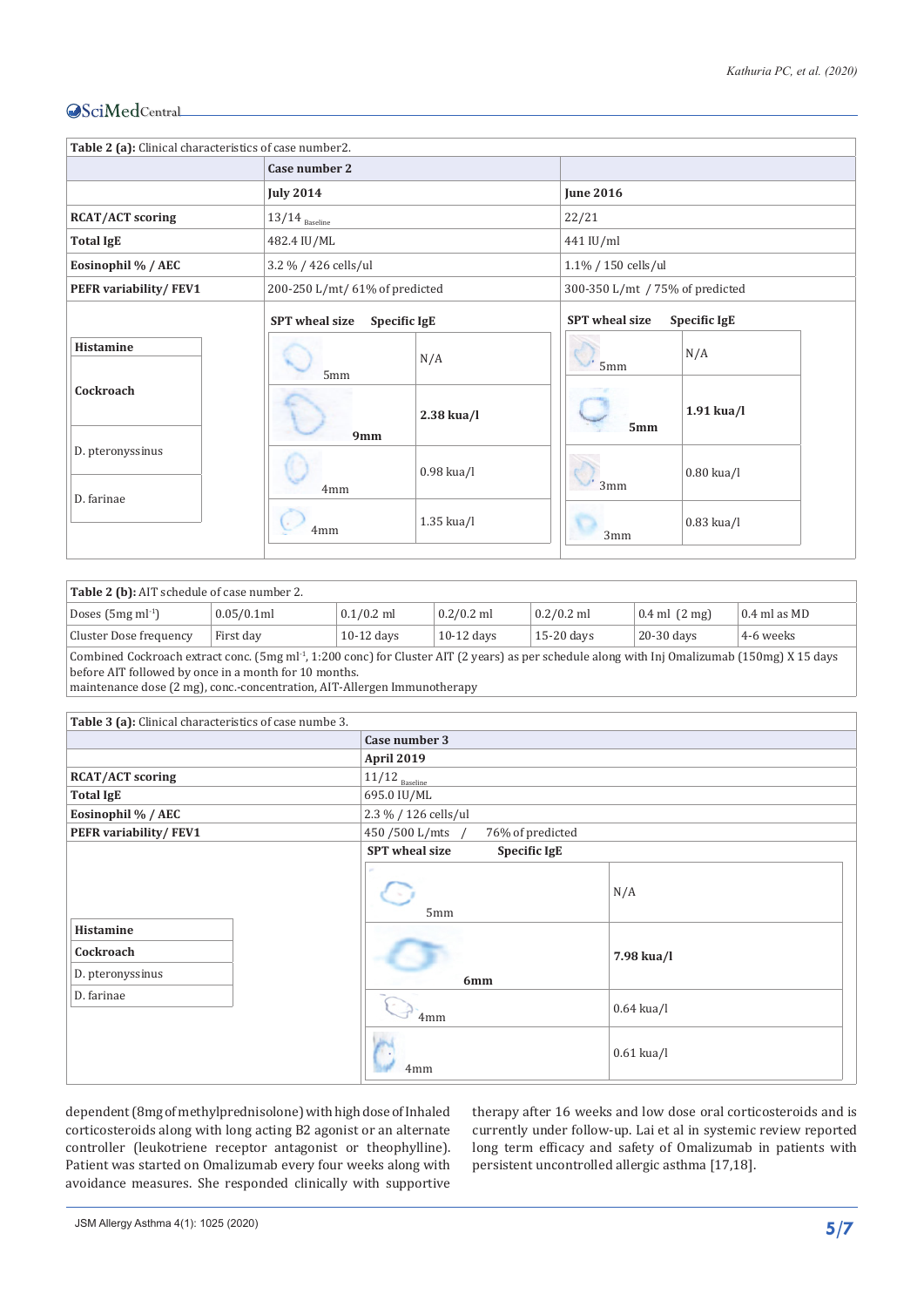**Table 2 (a):** Clinical characteristics of case number2.

| | Case number 2 | | | |
|---|---|---|---|---|
| | July 2014 | | June 2016 | |
| **RCAT/ACT scoring** | 13/14 Baseline | | 22/21 | |
| **Total IgE** | 482.4 IU/ML | | 441 IU/ml | |
| **Eosinophil % / AEC** | 3.2 % / 426 cells/ul | | 1.1% / 150 cells/ul | |
| **PEFR variability/ FEV1** | 200-250 L/mt/ 61% of predicted | | 300-350 L/mt / 75% of predicted | |
| | **SPT wheal size** | **Specific IgE** | **SPT wheal size** | **Specific IgE** |
| **Histamine** | 5mm | N/A | 5mm | N/A |
| **Cockroach** | **9mm** | **2.38 kua/l** | **5mm** | **1.91 kua/l** |
| D. pteronyssinus | 4mm | 0.98 kua/l | 3mm | 0.80 kua/l |
| D. farinae | 4mm | 1.35 kua/l | 3mm | 0.83 kua/l |

**Table 2 (b):** AIT schedule of case number 2.

| Doses (5mg ml^-1^) | 0.05/0.1ml | 0.1/0.2 ml | 0.2/0.2 ml | 0.2/0.2 ml | 0.4 ml (2 mg) | 0.4 ml as MD |
|---|---|---|---|---|---|---|
| Cluster Dose frequency | First day | 10-12 days | 10-12 days | 15-20 days | 20-30 days | 4-6 weeks |

Combined Cockroach extract conc. (5mg ml$^{-1}$, 1:200 conc) for Cluster AIT (2 years) as per schedule along with Inj Omalizumab (150mg) X 15 days before AIT followed by once in a month for 10 months.
maintenance dose (2 mg), conc.-concentration, AIT-Allergen Immunotherapy

**Table 3 (a):** Clinical characteristics of case numbe 3.

| | Case number 3 | |
|---|---|---|
| | April 2019 | |
| **RCAT/ACT scoring** | 11/12 Baseline | |
| **Total IgE** | 695.0 IU/ML | |
| **Eosinophil % / AEC** | 2.3 % / 126 cells/ul | |
| **PEFR variability/ FEV1** | 450 /500 L/mts / 76% of predicted | |
| | **SPT wheal size** | **Specific IgE** |
| **Histamine** | 5mm | N/A |
| **Cockroach** | **6mm** | **7.98 kua/l** |
| D. pteronyssinus | 4mm | 0.64 kua/l |
| D. farinae | 4mm | 0.61 kua/l |

dependent (8mg of methylprednisolone) with high dose of Inhaled corticosteroids along with long acting B2 agonist or an alternate controller (leukotriene receptor antagonist or theophylline). Patient was started on Omalizumab every four weeks along with avoidance measures. She responded clinically with supportive therapy after 16 weeks and low dose oral corticosteroids and is currently under follow-up. Lai et al in systemic review reported long term efficacy and safety of Omalizumab in patients with persistent uncontrolled allergic asthma [17,18].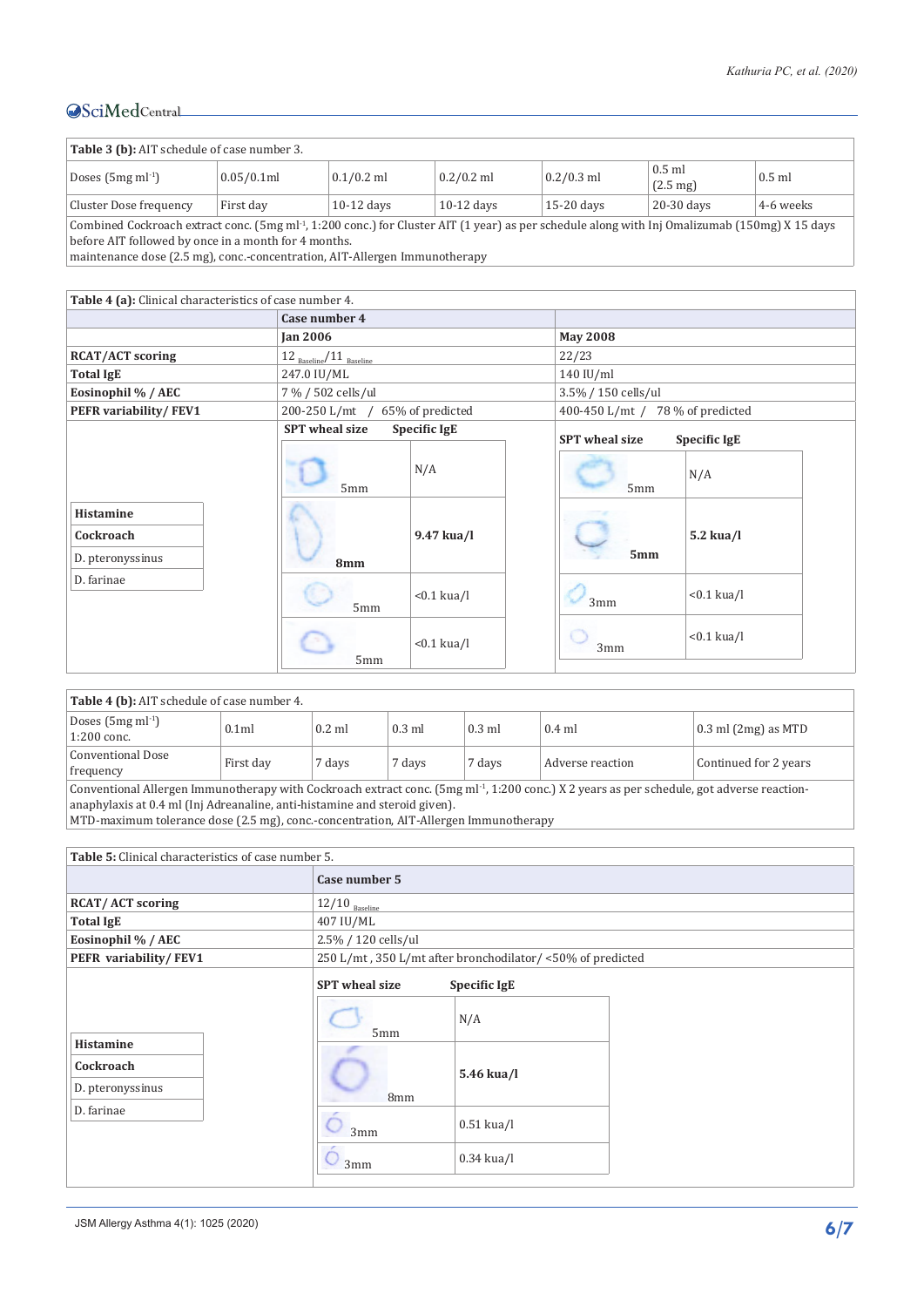| **Table 3 (b):** AIT schedule of case number 3. | | | | | | |
|---|---|---|---|---|---|---|
| Doses (5mg ml$^{-1}$) | 0.05/0.1ml | 0.1/0.2 ml | 0.2/0.2 ml | 0.2/0.3 ml | 0.5 ml (2.5 mg) | 0.5 ml |
| Cluster Dose frequency | First day | 10-12 days | 10-12 days | 15-20 days | 20-30 days | 4-6 weeks |
| Combined Cockroach extract conc. (5mg ml$^{-1}$, 1:200 conc.) for Cluster AIT (1 year) as per schedule along with Inj Omalizumab (150mg) X 15 days before AIT followed by once in a month for 4 months. maintenance dose (2.5 mg), conc.-concentration, AIT-Allergen Immunotherapy | | | | | | |

| **Table 4 (a):** Clinical characteristics of case number 4. | | | | |
|---|---|---|---|---|
| | **Case number 4** | | | |
| | **Jan 2006** | | **May 2008** | |
| **RCAT/ACT scoring** | 12 $_{Baseline}$/11 $_{Baseline}$ | | 22/23 | |
| **Total IgE** | 247.0 IU/ML | | 140 IU/ml | |
| **Eosinophil % / AEC** | 7 % / 502 cells/ul | | 3.5% / 150 cells/ul | |
| **PEFR variability/ FEV1** | 200-250 L/mt / 65% of predicted | | 400-450 L/mt / 78 % of predicted | |
| | **SPT wheal size** | **Specific IgE** | **SPT wheal size** | **Specific IgE** |
| **Histamine** | 5mm | N/A | 5mm | N/A |
| **Cockroach** | 8mm | **9.47 kua/l** | 5mm | **5.2 kua/l** |
| D. pteronyssinus | 5mm | <0.1 kua/l | 3mm | <0.1 kua/l |
| D. farinae | 5mm | <0.1 kua/l | 3mm | <0.1 kua/l |

| **Table 4 (b):** AIT schedule of case number 4. | | | | | | |
|---|---|---|---|---|---|---|
| Doses (5mg ml$^{-1}$) 1:200 conc. | 0.1ml | 0.2 ml | 0.3 ml | 0.3 ml | 0.4 ml | 0.3 ml (2mg) as MTD |
| Conventional Dose frequency | First day | 7 days | 7 days | 7 days | Adverse reaction | Continued for 2 years |
| Conventional Allergen Immunotherapy with Cockroach extract conc. (5mg ml$^{-1}$, 1:200 conc.) X 2 years as per schedule, got adverse reaction-anaphylaxis at 0.4 ml (Inj Adreanaline, anti-histamine and steroid given). MTD-maximum tolerance dose (2.5 mg), conc.-concentration, AIT-Allergen Immunotherapy | | | | | | |

| **Table 5:** Clinical characteristics of case number 5. | | |
|---|---|---|
| | **Case number 5** | |
| **RCAT/ ACT scoring** | 12/10 $_{Baseline}$ | |
| **Total IgE** | 407 IU/ML | |
| **Eosinophil % / AEC** | 2.5% / 120 cells/ul | |
| **PEFR variability/ FEV1** | 250 L/mt , 350 L/mt after bronchodilator/ <50% of predicted | |
| | **SPT wheal size** | **Specific IgE** |
| **Histamine** | 5mm | N/A |
| **Cockroach** | 8mm | **5.46 kua/l** |
| D. pteronyssinus | 3mm | 0.51 kua/l |
| D. farinae | 3mm | 0.34 kua/l |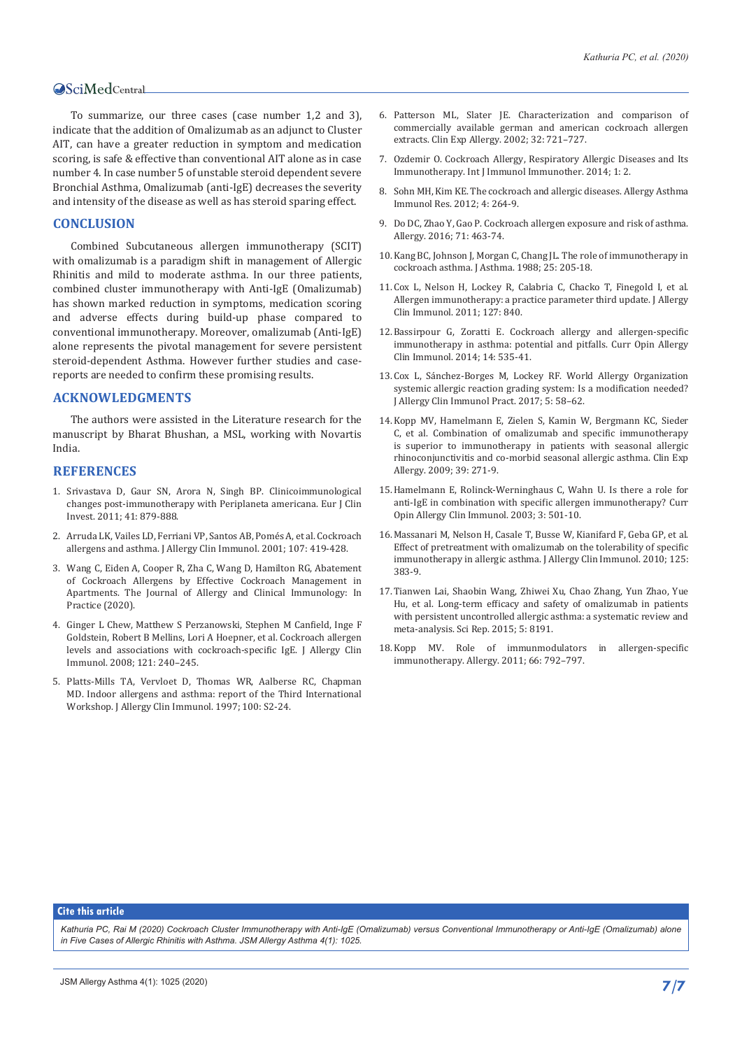To summarize, our three cases (case number 1,2 and 3), indicate that the addition of Omalizumab as an adjunct to Cluster AIT, can have a greater reduction in symptom and medication scoring, is safe & effective than conventional AIT alone as in case number 4. In case number 5 of unstable steroid dependent severe Bronchial Asthma, Omalizumab (anti-IgE) decreases the severity and intensity of the disease as well as has steroid sparing effect.

## CONCLUSION

Combined Subcutaneous allergen immunotherapy (SCIT) with omalizumab is a paradigm shift in management of Allergic Rhinitis and mild to moderate asthma. In our three patients, combined cluster immunotherapy with Anti-IgE (Omalizumab) has shown marked reduction in symptoms, medication scoring and adverse effects during build-up phase compared to conventional immunotherapy. Moreover, omalizumab (Anti-IgE) alone represents the pivotal management for severe persistent steroid-dependent Asthma. However further studies and case-reports are needed to confirm these promising results.

## ACKNOWLEDGMENTS

The authors were assisted in the Literature research for the manuscript by Bharat Bhushan, a MSL, working with Novartis India.

## REFERENCES

1. Srivastava D, Gaur SN, Arora N, Singh BP. Clinicoimmunological changes post-immunotherapy with Periplaneta americana. Eur J Clin Invest. 2011; 41: 879-888.
2. Arruda LK, Vailes LD, Ferriani VP, Santos AB, Pomés A, et al. Cockroach allergens and asthma. J Allergy Clin Immunol. 2001; 107: 419-428.
3. Wang C, Eiden A, Cooper R, Zha C, Wang D, Hamilton RG, Abatement of Cockroach Allergens by Effective Cockroach Management in Apartments. The Journal of Allergy and Clinical Immunology: In Practice (2020).
4. Ginger L Chew, Matthew S Perzanowski, Stephen M Canfield, Inge F Goldstein, Robert B Mellins, Lori A Hoepner, et al. Cockroach allergen levels and associations with cockroach-specific IgE. J Allergy Clin Immunol. 2008; 121: 240–245.
5. Platts-Mills TA, Vervloet D, Thomas WR, Aalberse RC, Chapman MD. Indoor allergens and asthma: report of the Third International Workshop. J Allergy Clin Immunol. 1997; 100: S2-24.
6. Patterson ML, Slater JE. Characterization and comparison of commercially available german and american cockroach allergen extracts. Clin Exp Allergy. 2002; 32: 721–727.
7. Ozdemir O. Cockroach Allergy, Respiratory Allergic Diseases and Its Immunotherapy. Int J Immunol Immunother. 2014; 1: 2.
8. Sohn MH, Kim KE. The cockroach and allergic diseases. Allergy Asthma Immunol Res. 2012; 4: 264-9.
9. Do DC, Zhao Y, Gao P. Cockroach allergen exposure and risk of asthma. Allergy. 2016; 71: 463-74.
10. Kang BC, Johnson J, Morgan C, Chang JL. The role of immunotherapy in cockroach asthma. J Asthma. 1988; 25: 205-18.
11. Cox L, Nelson H, Lockey R, Calabria C, Chacko T, Finegold I, et al. Allergen immunotherapy: a practice parameter third update. J Allergy Clin Immunol. 2011; 127: 840.
12. Bassirpour G, Zoratti E. Cockroach allergy and allergen-specific immunotherapy in asthma: potential and pitfalls. Curr Opin Allergy Clin Immunol. 2014; 14: 535-41.
13. Cox L, Sánchez-Borges M, Lockey RF. World Allergy Organization systemic allergic reaction grading system: Is a modification needed? J Allergy Clin Immunol Pract. 2017; 5: 58–62.
14. Kopp MV, Hamelmann E, Zielen S, Kamin W, Bergmann KC, Sieder C, et al. Combination of omalizumab and specific immunotherapy is superior to immunotherapy in patients with seasonal allergic rhinoconjunctivitis and co-morbid seasonal allergic asthma. Clin Exp Allergy. 2009; 39: 271-9.
15. Hamelmann E, Rolinck-Werninghaus C, Wahn U. Is there a role for anti-IgE in combination with specific allergen immunotherapy? Curr Opin Allergy Clin Immunol. 2003; 3: 501-10.
16. Massanari M, Nelson H, Casale T, Busse W, Kianifard F, Geba GP, et al. Effect of pretreatment with omalizumab on the tolerability of specific immunotherapy in allergic asthma. J Allergy Clin Immunol. 2010; 125: 383-9.
17. Tianwen Lai, Shaobin Wang, Zhiwei Xu, Chao Zhang, Yun Zhao, Yue Hu, et al. Long-term efficacy and safety of omalizumab in patients with persistent uncontrolled allergic asthma: a systematic review and meta-analysis. Sci Rep. 2015; 5: 8191.
18. Kopp MV. Role of immunmodulators in allergen-specific immunotherapy. Allergy. 2011; 66: 792–797.

**Cite this article**

*Kathuria PC, Rai M (2020) Cockroach Cluster Immunotherapy with Anti-IgE (Omalizumab) versus Conventional Immunotherapy or Anti-IgE (Omalizumab) alone in Five Cases of Allergic Rhinitis with Asthma. JSM Allergy Asthma 4(1): 1025.*